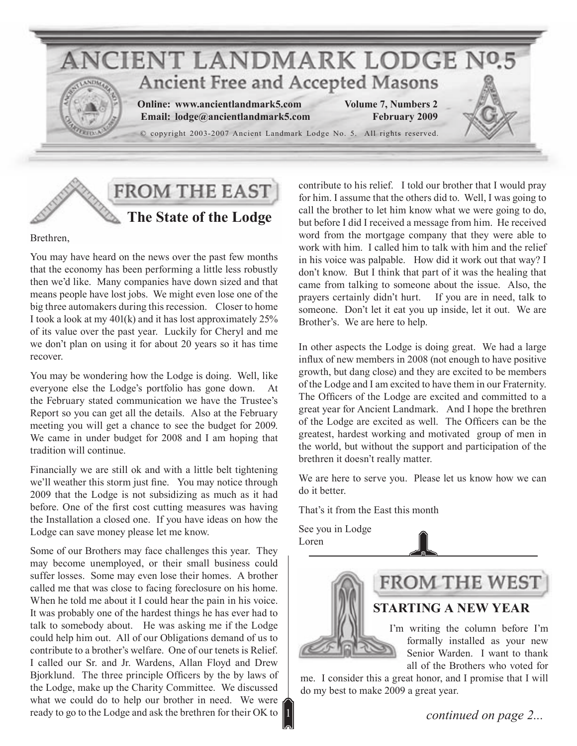# ANCIENT LANDMARK LODGE Nº.5

## Ancient Free and Accepted Masons

**Online: www.ancientlandmark5.com** **Volume 7, Numbers 2**
**Email: lodge@ancientlandmark5.com** **February 2009**

© copyright 2003-2007 Ancient Landmark Lodge No. 5. All rights reserved.

## FROM THE EAST

### The State of the Lodge

Brethren,

You may have heard on the news over the past few months that the economy has been performing a little less robustly then we'd like. Many companies have down sized and that means people have lost jobs. We might even lose one of the big three automakers during this recession. Closer to home I took a look at my 401(k) and it has lost approximately 25% of its value over the past year. Luckily for Cheryl and me we don't plan on using it for about 20 years so it has time recover.

You may be wondering how the Lodge is doing. Well, like everyone else the Lodge's portfolio has gone down. At the February stated communication we have the Trustee's Report so you can get all the details. Also at the February meeting you will get a chance to see the budget for 2009. We came in under budget for 2008 and I am hoping that tradition will continue.

Financially we are still ok and with a little belt tightening we'll weather this storm just fine. You may notice through 2009 that the Lodge is not subsidizing as much as it had before. One of the first cost cutting measures was having the Installation a closed one. If you have ideas on how the Lodge can save money please let me know.

Some of our Brothers may face challenges this year. They may become unemployed, or their small business could suffer losses. Some may even lose their homes. A brother called me that was close to facing foreclosure on his home. When he told me about it I could hear the pain in his voice. It was probably one of the hardest things he has ever had to talk to somebody about. He was asking me if the Lodge could help him out. All of our Obligations demand of us to contribute to a brother's welfare. One of our tenets is Relief. I called our Sr. and Jr. Wardens, Allan Floyd and Drew Bjorklund. The three principle Officers by the by laws of the Lodge, make up the Charity Committee. We discussed what we could do to help our brother in need. We were ready to go to the Lodge and ask the brethren for their OK to contribute to his relief. I told our brother that I would pray for him. I assume that the others did to. Well, I was going to call the brother to let him know what we were going to do, but before I did I received a message from him. He received word from the mortgage company that they were able to work with him. I called him to talk with him and the relief in his voice was palpable. How did it work out that way? I don't know. But I think that part of it was the healing that came from talking to someone about the issue. Also, the prayers certainly didn't hurt. If you are in need, talk to someone. Don't let it eat you up inside, let it out. We are Brother's. We are here to help.

In other aspects the Lodge is doing great. We had a large influx of new members in 2008 (not enough to have positive growth, but dang close) and they are excited to be members of the Lodge and I am excited to have them in our Fraternity. The Officers of the Lodge are excited and committed to a great year for Ancient Landmark. And I hope the brethren of the Lodge are excited as well. The Officers can be the greatest, hardest working and motivated group of men in the world, but without the support and participation of the brethren it doesn't really matter.

We are here to serve you. Please let us know how we can do it better.

That's it from the East this month

See you in Lodge
Loren

## FROM THE WEST

### STARTING A NEW YEAR

I'm writing the column before I'm formally installed as your new Senior Warden. I want to thank all of the Brothers who voted for me. I consider this a great honor, and I promise that I will do my best to make 2009 a great year.

*continued on page 2...*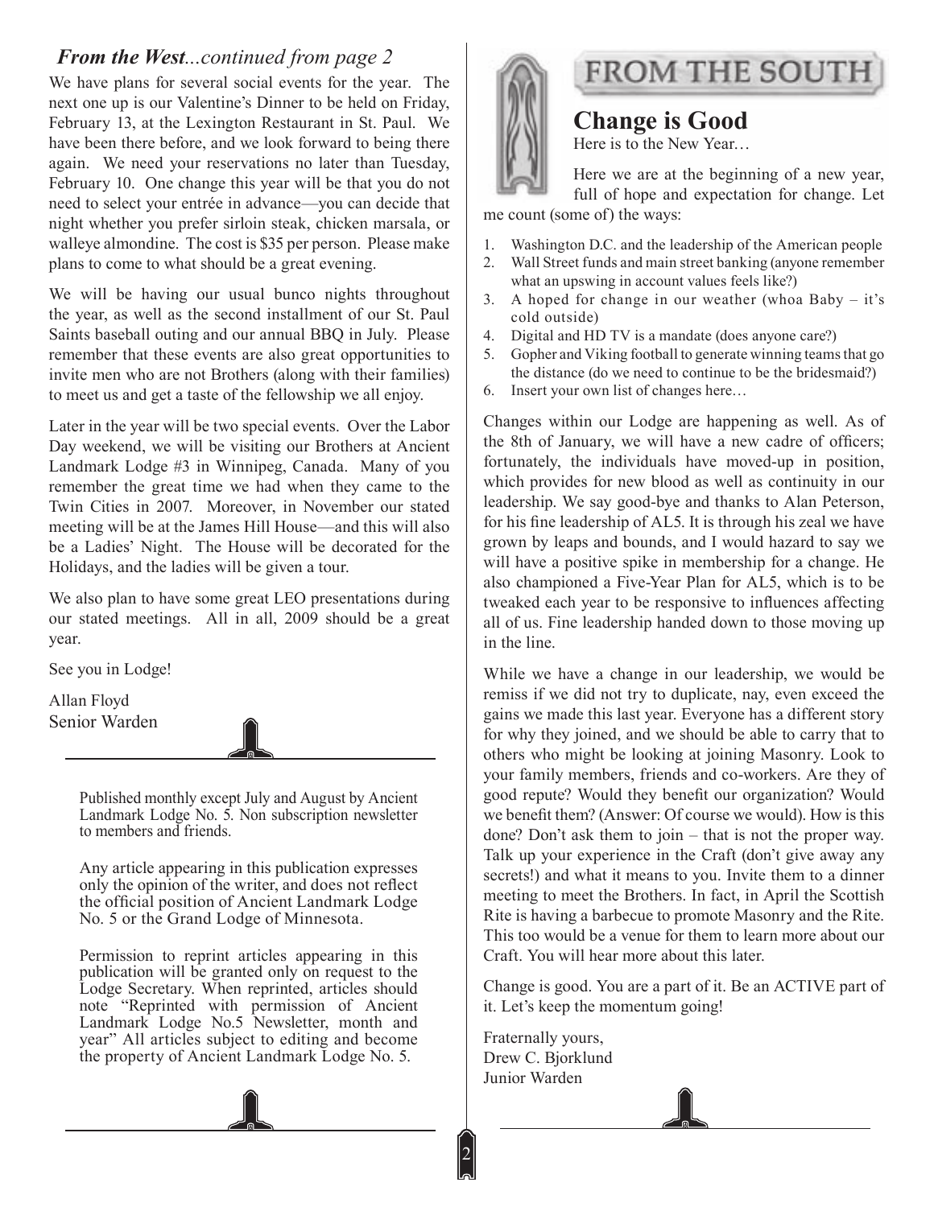### *From the West...continued from page 2*

We have plans for several social events for the year. The next one up is our Valentine's Dinner to be held on Friday, February 13, at the Lexington Restaurant in St. Paul. We have been there before, and we look forward to being there again. We need your reservations no later than Tuesday, February 10. One change this year will be that you do not need to select your entrée in advance—you can decide that night whether you prefer sirloin steak, chicken marsala, or walleye almondine. The cost is $35 per person. Please make plans to come to what should be a great evening.

We will be having our usual bunco nights throughout the year, as well as the second installment of our St. Paul Saints baseball outing and our annual BBQ in July. Please remember that these events are also great opportunities to invite men who are not Brothers (along with their families) to meet us and get a taste of the fellowship we all enjoy.

Later in the year will be two special events. Over the Labor Day weekend, we will be visiting our Brothers at Ancient Landmark Lodge #3 in Winnipeg, Canada. Many of you remember the great time we had when they came to the Twin Cities in 2007. Moreover, in November our stated meeting will be at the James Hill House—and this will also be a Ladies' Night. The House will be decorated for the Holidays, and the ladies will be given a tour.

We also plan to have some great LEO presentations during our stated meetings. All in all, 2009 should be a great year.

See you in Lodge!

Allan Floyd
Senior Warden

---

Published monthly except July and August by Ancient Landmark Lodge No. 5. Non subscription newsletter to members and friends.

Any article appearing in this publication expresses only the opinion of the writer, and does not reflect the official position of Ancient Landmark Lodge No. 5 or the Grand Lodge of Minnesota.

Permission to reprint articles appearing in this publication will be granted only on request to the Lodge Secretary. When reprinted, articles should note "Reprinted with permission of Ancient Landmark Lodge No.5 Newsletter, month and year" All articles subject to editing and become the property of Ancient Landmark Lodge No. 5.

---

# FROM THE SOUTH

## Change is Good

Here is to the New Year…

Here we are at the beginning of a new year, full of hope and expectation for change. Let me count (some of) the ways:

1. Washington D.C. and the leadership of the American people
2. Wall Street funds and main street banking (anyone remember what an upswing in account values feels like?)
3. A hoped for change in our weather (whoa Baby – it's cold outside)
4. Digital and HD TV is a mandate (does anyone care?)
5. Gopher and Viking football to generate winning teams that go the distance (do we need to continue to be the bridesmaid?)
6. Insert your own list of changes here…

Changes within our Lodge are happening as well. As of the 8th of January, we will have a new cadre of officers; fortunately, the individuals have moved-up in position, which provides for new blood as well as continuity in our leadership. We say good-bye and thanks to Alan Peterson, for his fine leadership of AL5. It is through his zeal we have grown by leaps and bounds, and I would hazard to say we will have a positive spike in membership for a change. He also championed a Five-Year Plan for AL5, which is to be tweaked each year to be responsive to influences affecting all of us. Fine leadership handed down to those moving up in the line.

While we have a change in our leadership, we would be remiss if we did not try to duplicate, nay, even exceed the gains we made this last year. Everyone has a different story for why they joined, and we should be able to carry that to others who might be looking at joining Masonry. Look to your family members, friends and co-workers. Are they of good repute? Would they benefit our organization? Would we benefit them? (Answer: Of course we would). How is this done? Don't ask them to join – that is not the proper way. Talk up your experience in the Craft (don't give away any secrets!) and what it means to you. Invite them to a dinner meeting to meet the Brothers. In fact, in April the Scottish Rite is having a barbecue to promote Masonry and the Rite. This too would be a venue for them to learn more about our Craft. You will hear more about this later.

Change is good. You are a part of it. Be an ACTIVE part of it. Let's keep the momentum going!

Fraternally yours,
Drew C. Bjorklund
Junior Warden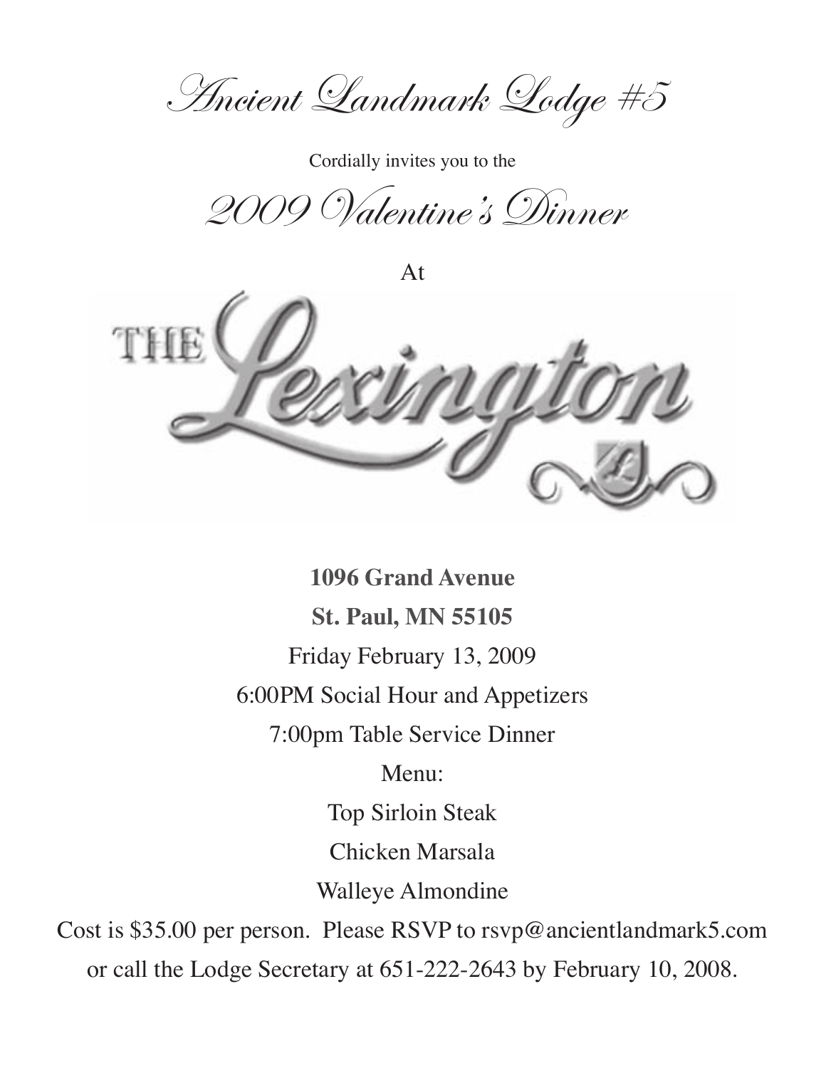# Ancient Landmark Lodge #5

Cordially invites you to the

## 2009 Valentine's Dinner

At

THE Lexington

**1096 Grand Avenue**

**St. Paul, MN 55105**

Friday February 13, 2009

6:00PM Social Hour and Appetizers

7:00pm Table Service Dinner

Menu:

Top Sirloin Steak

Chicken Marsala

Walleye Almondine

Cost is $35.00 per person. Please RSVP to rsvp@ancientlandmark5.com or call the Lodge Secretary at 651-222-2643 by February 10, 2008.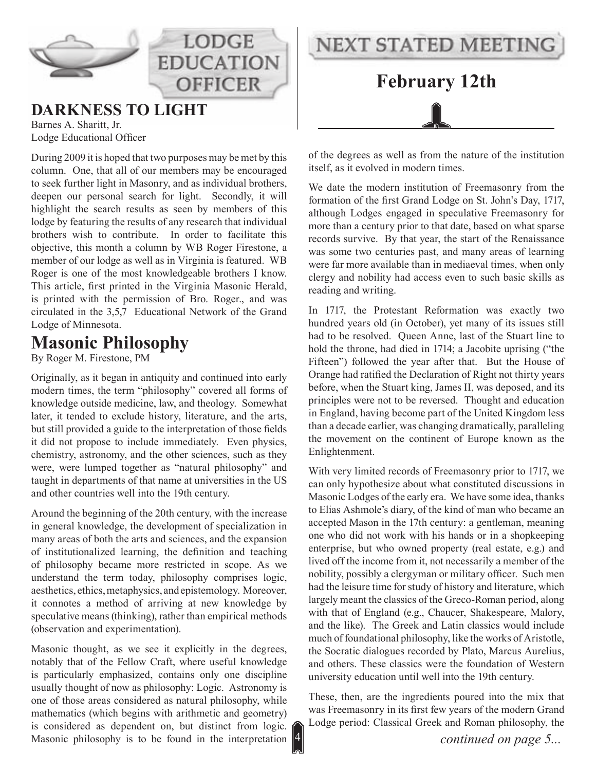# LODGE EDUCATION OFFICER

## DARKNESS TO LIGHT

Barnes A. Sharitt, Jr.
Lodge Educational Officer

During 2009 it is hoped that two purposes may be met by this column. One, that all of our members may be encouraged to seek further light in Masonry, and as individual brothers, deepen our personal search for light. Secondly, it will highlight the search results as seen by members of this lodge by featuring the results of any research that individual brothers wish to contribute. In order to facilitate this objective, this month a column by WB Roger Firestone, a member of our lodge as well as in Virginia is featured. WB Roger is one of the most knowledgeable brothers I know. This article, first printed in the Virginia Masonic Herald, is printed with the permission of Bro. Roger., and was circulated in the 3,5,7 Educational Network of the Grand Lodge of Minnesota.

## Masonic Philosophy

By Roger M. Firestone, PM

Originally, as it began in antiquity and continued into early modern times, the term "philosophy" covered all forms of knowledge outside medicine, law, and theology. Somewhat later, it tended to exclude history, literature, and the arts, but still provided a guide to the interpretation of those fields it did not propose to include immediately. Even physics, chemistry, astronomy, and the other sciences, such as they were, were lumped together as "natural philosophy" and taught in departments of that name at universities in the US and other countries well into the 19th century.

Around the beginning of the 20th century, with the increase in general knowledge, the development of specialization in many areas of both the arts and sciences, and the expansion of institutionalized learning, the definition and teaching of philosophy became more restricted in scope. As we understand the term today, philosophy comprises logic, aesthetics, ethics, metaphysics, and epistemology. Moreover, it connotes a method of arriving at new knowledge by speculative means (thinking), rather than empirical methods (observation and experimentation).

Masonic thought, as we see it explicitly in the degrees, notably that of the Fellow Craft, where useful knowledge is particularly emphasized, contains only one discipline usually thought of now as philosophy: Logic. Astronomy is one of those areas considered as natural philosophy, while mathematics (which begins with arithmetic and geometry) is considered as dependent on, but distinct from logic. Masonic philosophy is to be found in the interpretation of the degrees as well as from the nature of the institution itself, as it evolved in modern times.

We date the modern institution of Freemasonry from the formation of the first Grand Lodge on St. John's Day, 1717, although Lodges engaged in speculative Freemasonry for more than a century prior to that date, based on what sparse records survive. By that year, the start of the Renaissance was some two centuries past, and many areas of learning were far more available than in mediaeval times, when only clergy and nobility had access even to such basic skills as reading and writing.

In 1717, the Protestant Reformation was exactly two hundred years old (in October), yet many of its issues still had to be resolved. Queen Anne, last of the Stuart line to hold the throne, had died in 1714; a Jacobite uprising ("the Fifteen") followed the year after that. But the House of Orange had ratified the Declaration of Right not thirty years before, when the Stuart king, James II, was deposed, and its principles were not to be reversed. Thought and education in England, having become part of the United Kingdom less than a decade earlier, was changing dramatically, paralleling the movement on the continent of Europe known as the Enlightenment.

With very limited records of Freemasonry prior to 1717, we can only hypothesize about what constituted discussions in Masonic Lodges of the early era. We have some idea, thanks to Elias Ashmole's diary, of the kind of man who became an accepted Mason in the 17th century: a gentleman, meaning one who did not work with his hands or in a shopkeeping enterprise, but who owned property (real estate, e.g.) and lived off the income from it, not necessarily a member of the nobility, possibly a clergyman or military officer. Such men had the leisure time for study of history and literature, which largely meant the classics of the Greco-Roman period, along with that of England (e.g., Chaucer, Shakespeare, Malory, and the like). The Greek and Latin classics would include much of foundational philosophy, like the works of Aristotle, the Socratic dialogues recorded by Plato, Marcus Aurelius, and others. These classics were the foundation of Western university education until well into the 19th century.

These, then, are the ingredients poured into the mix that was Freemasonry in its first few years of the modern Grand Lodge period: Classical Greek and Roman philosophy, the

*continued on page 5...*

# NEXT STATED MEETING

## February 12th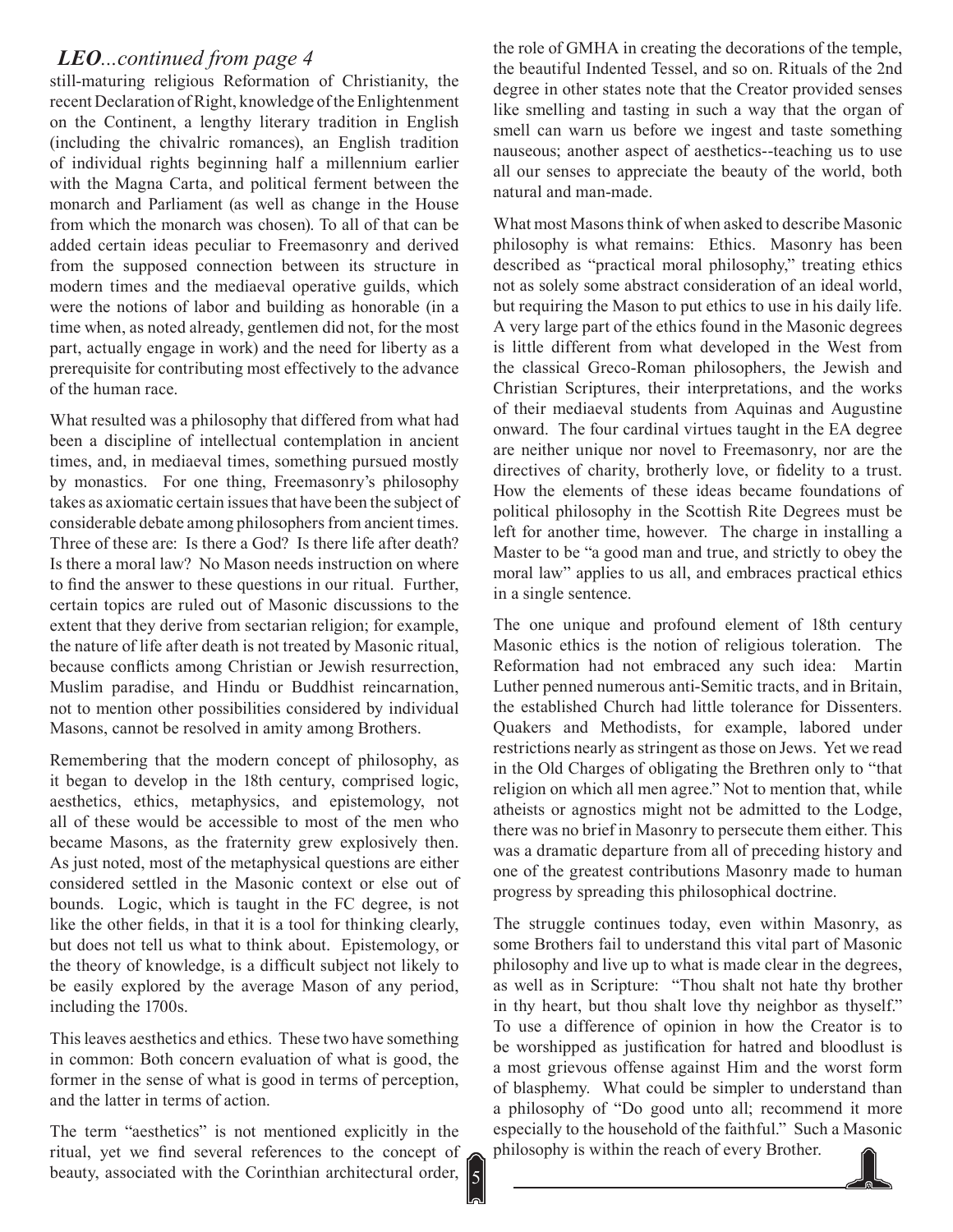## *LEO...continued from page 4*

still-maturing religious Reformation of Christianity, the recent Declaration of Right, knowledge of the Enlightenment on the Continent, a lengthy literary tradition in English (including the chivalric romances), an English tradition of individual rights beginning half a millennium earlier with the Magna Carta, and political ferment between the monarch and Parliament (as well as change in the House from which the monarch was chosen). To all of that can be added certain ideas peculiar to Freemasonry and derived from the supposed connection between its structure in modern times and the mediaeval operative guilds, which were the notions of labor and building as honorable (in a time when, as noted already, gentlemen did not, for the most part, actually engage in work) and the need for liberty as a prerequisite for contributing most effectively to the advance of the human race.

What resulted was a philosophy that differed from what had been a discipline of intellectual contemplation in ancient times, and, in mediaeval times, something pursued mostly by monastics. For one thing, Freemasonry's philosophy takes as axiomatic certain issues that have been the subject of considerable debate among philosophers from ancient times. Three of these are: Is there a God? Is there life after death? Is there a moral law? No Mason needs instruction on where to find the answer to these questions in our ritual. Further, certain topics are ruled out of Masonic discussions to the extent that they derive from sectarian religion; for example, the nature of life after death is not treated by Masonic ritual, because conflicts among Christian or Jewish resurrection, Muslim paradise, and Hindu or Buddhist reincarnation, not to mention other possibilities considered by individual Masons, cannot be resolved in amity among Brothers.

Remembering that the modern concept of philosophy, as it began to develop in the 18th century, comprised logic, aesthetics, ethics, metaphysics, and epistemology, not all of these would be accessible to most of the men who became Masons, as the fraternity grew explosively then. As just noted, most of the metaphysical questions are either considered settled in the Masonic context or else out of bounds. Logic, which is taught in the FC degree, is not like the other fields, in that it is a tool for thinking clearly, but does not tell us what to think about. Epistemology, or the theory of knowledge, is a difficult subject not likely to be easily explored by the average Mason of any period, including the 1700s.

This leaves aesthetics and ethics. These two have something in common: Both concern evaluation of what is good, the former in the sense of what is good in terms of perception, and the latter in terms of action.

The term "aesthetics" is not mentioned explicitly in the ritual, yet we find several references to the concept of beauty, associated with the Corinthian architectural order, the role of GMHA in creating the decorations of the temple, the beautiful Indented Tessel, and so on. Rituals of the 2nd degree in other states note that the Creator provided senses like smelling and tasting in such a way that the organ of smell can warn us before we ingest and taste something nauseous; another aspect of aesthetics--teaching us to use all our senses to appreciate the beauty of the world, both natural and man-made.

What most Masons think of when asked to describe Masonic philosophy is what remains: Ethics. Masonry has been described as "practical moral philosophy," treating ethics not as solely some abstract consideration of an ideal world, but requiring the Mason to put ethics to use in his daily life. A very large part of the ethics found in the Masonic degrees is little different from what developed in the West from the classical Greco-Roman philosophers, the Jewish and Christian Scriptures, their interpretations, and the works of their mediaeval students from Aquinas and Augustine onward. The four cardinal virtues taught in the EA degree are neither unique nor novel to Freemasonry, nor are the directives of charity, brotherly love, or fidelity to a trust. How the elements of these ideas became foundations of political philosophy in the Scottish Rite Degrees must be left for another time, however. The charge in installing a Master to be "a good man and true, and strictly to obey the moral law" applies to us all, and embraces practical ethics in a single sentence.

The one unique and profound element of 18th century Masonic ethics is the notion of religious toleration. The Reformation had not embraced any such idea: Martin Luther penned numerous anti-Semitic tracts, and in Britain, the established Church had little tolerance for Dissenters. Quakers and Methodists, for example, labored under restrictions nearly as stringent as those on Jews. Yet we read in the Old Charges of obligating the Brethren only to "that religion on which all men agree." Not to mention that, while atheists or agnostics might not be admitted to the Lodge, there was no brief in Masonry to persecute them either. This was a dramatic departure from all of preceding history and one of the greatest contributions Masonry made to human progress by spreading this philosophical doctrine.

The struggle continues today, even within Masonry, as some Brothers fail to understand this vital part of Masonic philosophy and live up to what is made clear in the degrees, as well as in Scripture: "Thou shalt not hate thy brother in thy heart, but thou shalt love thy neighbor as thyself." To use a difference of opinion in how the Creator is to be worshipped as justification for hatred and bloodlust is a most grievous offense against Him and the worst form of blasphemy. What could be simpler to understand than a philosophy of "Do good unto all; recommend it more especially to the household of the faithful." Such a Masonic philosophy is within the reach of every Brother.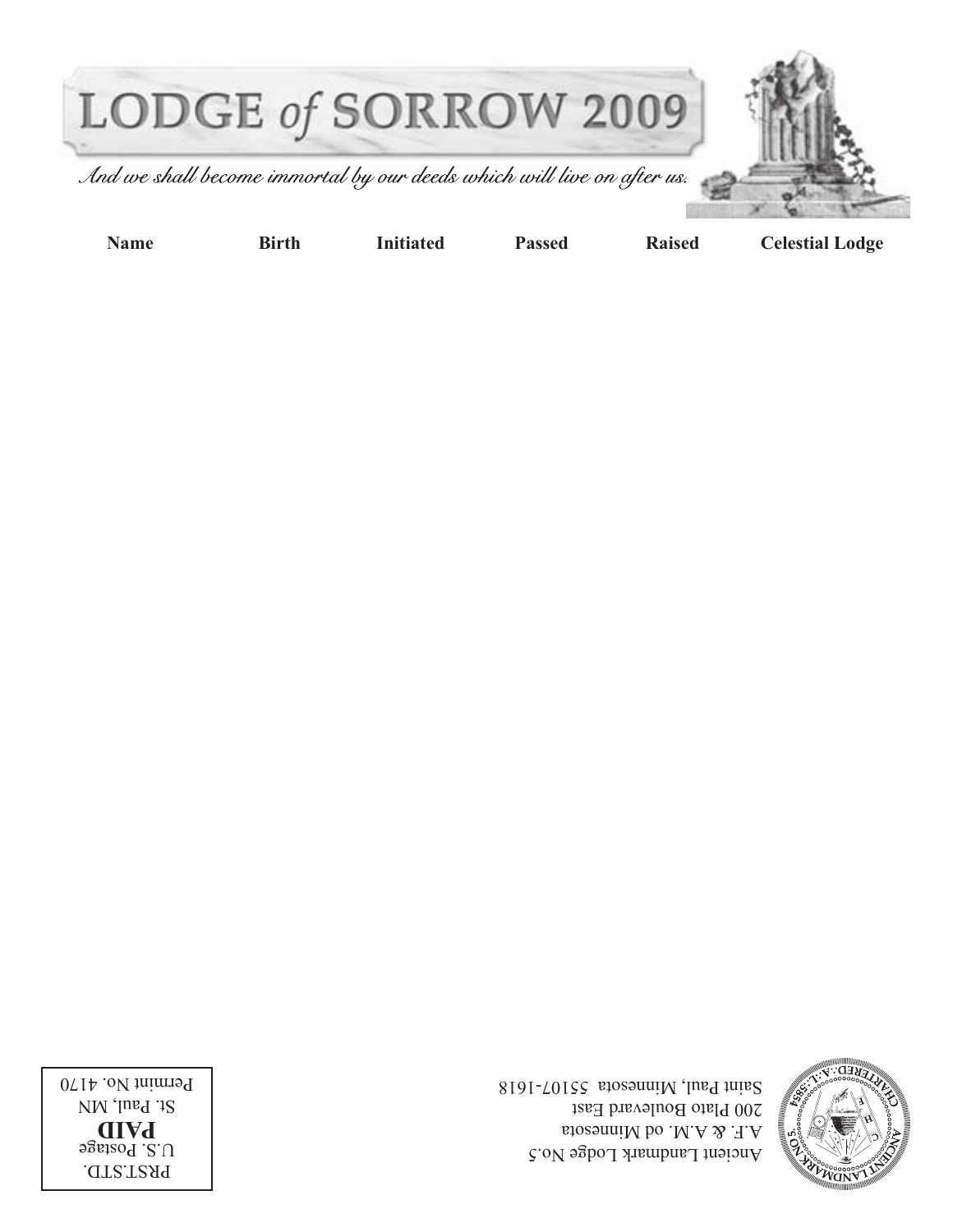# LODGE of SORROW 2009

*And we shall become immortal by our deeds which will live on after us.*

| Name | Birth | Initiated | Passed | Raised | Celestial Lodge |
|---|---|---|---|---|---|

Ancient Landmark Lodge No.5
A.F. & A.M. od Minnesota
200 Plato Boulevard East
Saint Paul, Minnesota 55107-1618

PRST.STD.
U.S. Postage
**PAID**
St. Paul, MN
Permint No. 4170